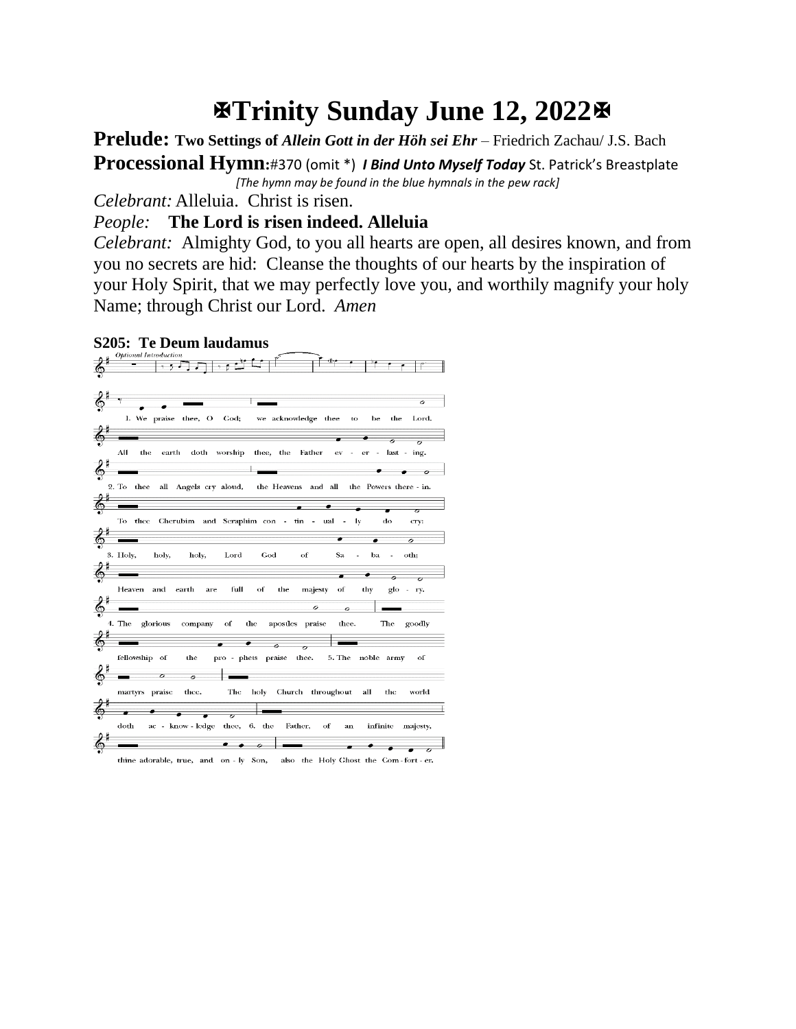# ✠Trinity Sunday June 12, 2022✠

**Prelude:** **Two Settings of** ***Allein Gott in der Höh sei Ehr*** – Friedrich Zachau/ J.S. Bach

**Processional Hymn:**#370 (omit *) ***I Bind Unto Myself Today*** St. Patrick's Breastplate

*[The hymn may be found in the blue hymnals in the pew rack]*

*Celebrant:* Alleluia. Christ is risen.

*People:* **The Lord is risen indeed. Alleluia**

*Celebrant:* Almighty God, to you all hearts are open, all desires known, and from you no secrets are hid: Cleanse the thoughts of our hearts by the inspiration of your Holy Spirit, that we may perfectly love you, and worthily magnify your holy Name; through Christ our Lord. *Amen*

**S205: Te Deum laudamus**

*Optional Introduction*

1. We praise thee, O God; we acknowledge thee to be the Lord. All the earth doth worship thee, the Father ev - er - last - ing.

2. To thee all Angels cry aloud, the Heavens and all the Powers there - in. To thee Cherubim and Seraphim con - tin - ual - ly do cry:

3. Holy, holy, holy, Lord God of Sa - ba - oth; Heaven and earth are full of the majesty of thy glo - ry.

4. The glorious company of the apostles praise thee. The goodly fellowship of the pro - phets praise thee.

5. The noble army of martyrs praise thee. The holy Church throughout all the world doth ac - know - ledge thee,

6. the Father, of an infinite majesty, thine adorable, true, and on - ly Son, also the Holy Ghost the Com - fort - er.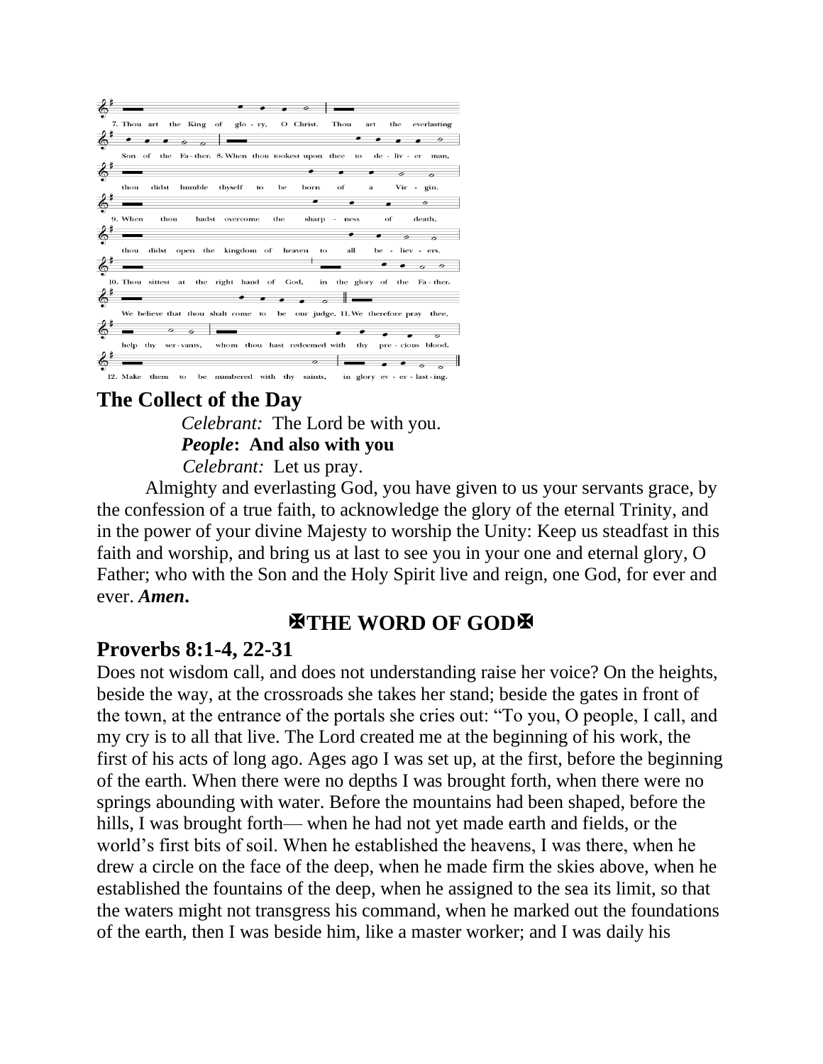7. Thou art the King of glory, O Christ. Thou art the everlasting Son of the Father.

8. When thou tookest upon thee to deliver man, thou didst humble thyself to be born of a Virgin.

9. When thou hadst overcome the sharpness of death, thou didst open the kingdom of heaven to all believers.

10. Thou sittest at the right hand of God, in the glory of the Father. We believe that thou shalt come to be our judge.

11. We therefore pray thee, help thy servants, whom thou hast redeemed with thy precious blood.

12. Make them to be numbered with thy saints, in glory everlasting.

## The Collect of the Day

*Celebrant:* The Lord be with you.

***People*: And also with you**

*Celebrant:* Let us pray.

Almighty and everlasting God, you have given to us your servants grace, by the confession of a true faith, to acknowledge the glory of the eternal Trinity, and in the power of your divine Majesty to worship the Unity: Keep us steadfast in this faith and worship, and bring us at last to see you in your one and eternal glory, O Father; who with the Son and the Holy Spirit live and reign, one God, for ever and ever. ***Amen*.**

## ✠THE WORD OF GOD✠

## Proverbs 8:1-4, 22-31

Does not wisdom call, and does not understanding raise her voice? On the heights, beside the way, at the crossroads she takes her stand; beside the gates in front of the town, at the entrance of the portals she cries out: "To you, O people, I call, and my cry is to all that live. The Lord created me at the beginning of his work, the first of his acts of long ago. Ages ago I was set up, at the first, before the beginning of the earth. When there were no depths I was brought forth, when there were no springs abounding with water. Before the mountains had been shaped, before the hills, I was brought forth— when he had not yet made earth and fields, or the world's first bits of soil. When he established the heavens, I was there, when he drew a circle on the face of the deep, when he made firm the skies above, when he established the fountains of the deep, when he assigned to the sea its limit, so that the waters might not transgress his command, when he marked out the foundations of the earth, then I was beside him, like a master worker; and I was daily his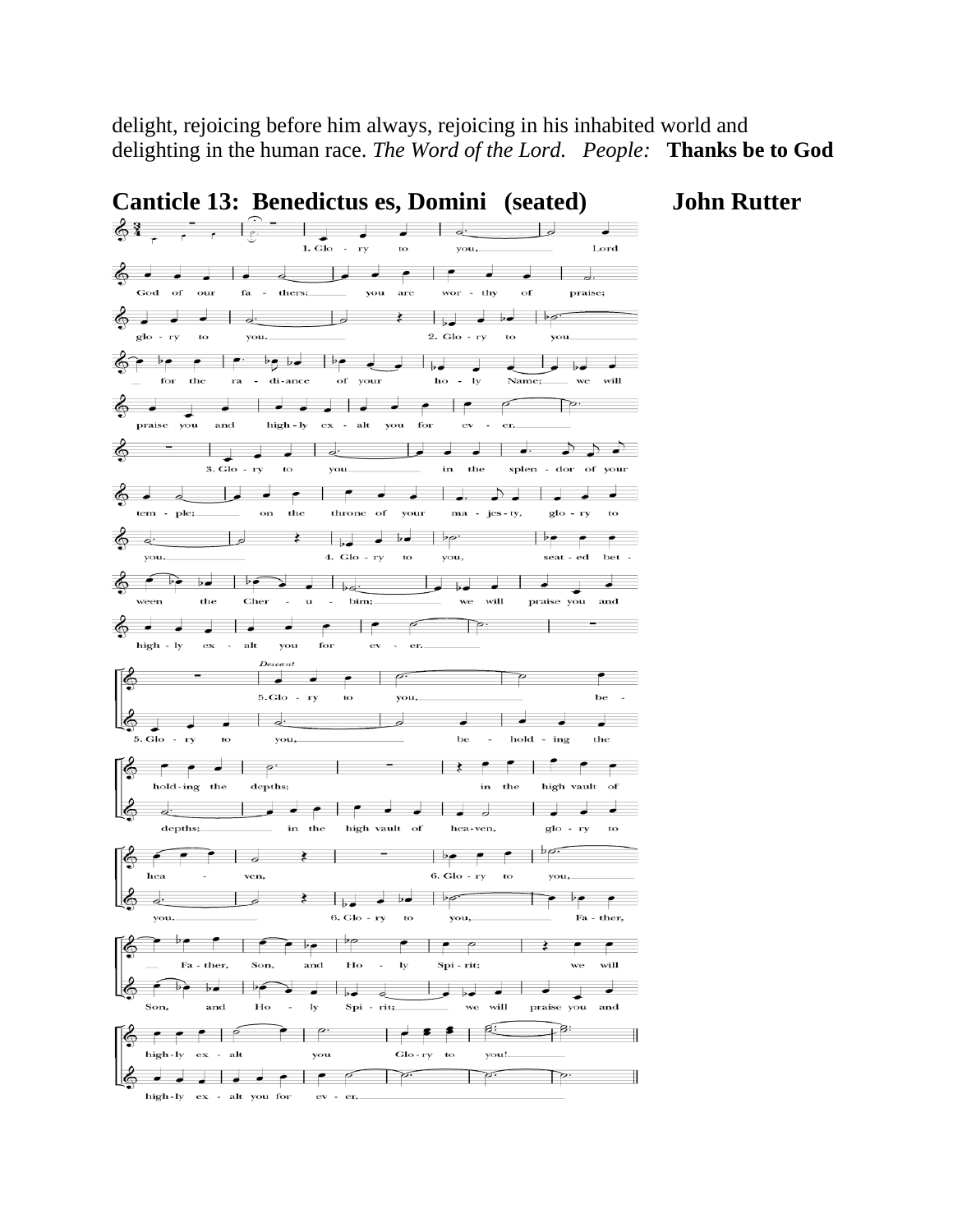delight, rejoicing before him always, rejoicing in his inhabited world and delighting in the human race. *The Word of the Lord.* *People:* **Thanks be to God**

## Canticle 13: Benedictus es, Domini (seated) John Rutter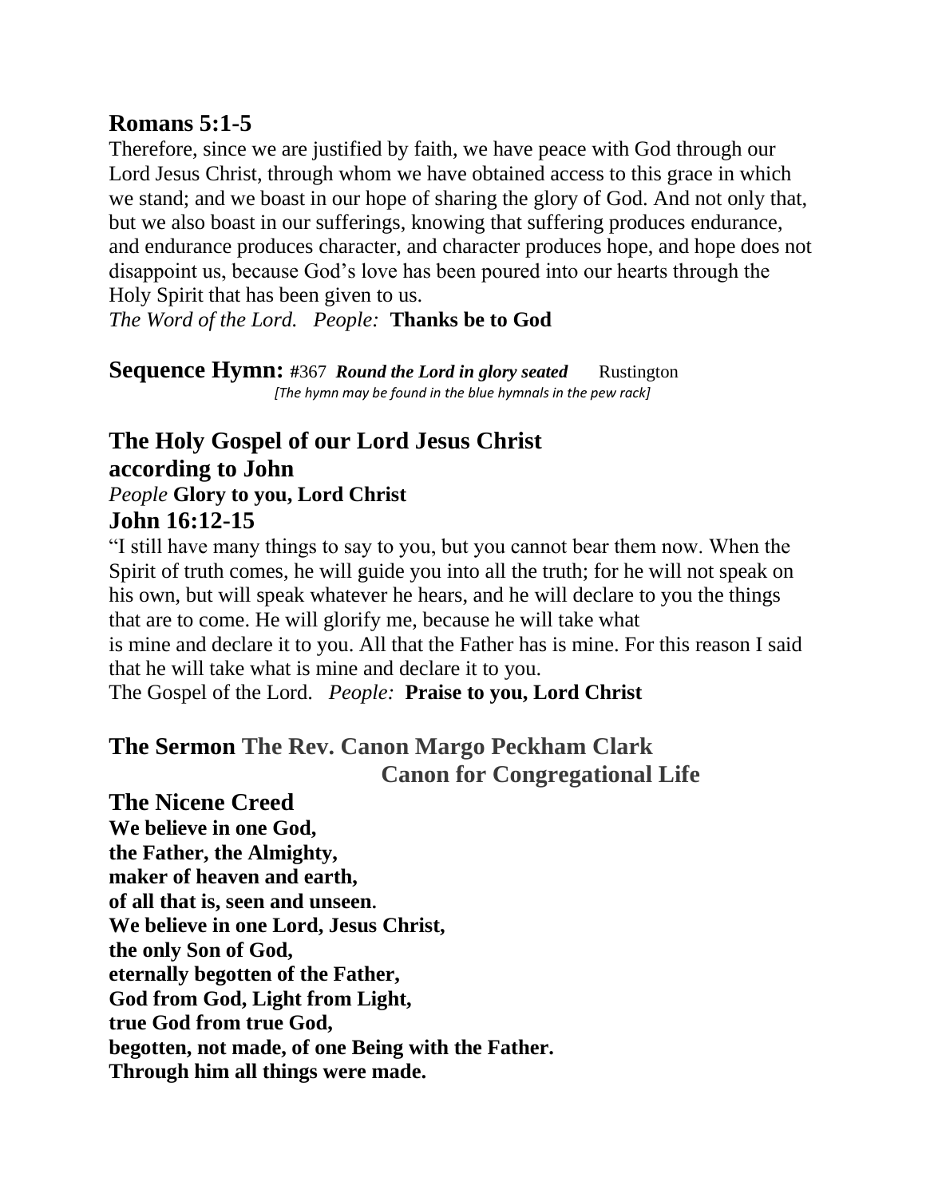## Romans 5:1-5

Therefore, since we are justified by faith, we have peace with God through our Lord Jesus Christ, through whom we have obtained access to this grace in which we stand; and we boast in our hope of sharing the glory of God. And not only that, but we also boast in our sufferings, knowing that suffering produces endurance, and endurance produces character, and character produces hope, and hope does not disappoint us, because God's love has been poured into our hearts through the Holy Spirit that has been given to us.
*The Word of the Lord. People:* **Thanks be to God**

**Sequence Hymn:** #367 ***Round the Lord in glory seated*** Rustington
*[The hymn may be found in the blue hymnals in the pew rack]*

## The Holy Gospel of our Lord Jesus Christ according to John

*People* **Glory to you, Lord Christ**

## John 16:12-15

"I still have many things to say to you, but you cannot bear them now. When the Spirit of truth comes, he will guide you into all the truth; for he will not speak on his own, but will speak whatever he hears, and he will declare to you the things that are to come. He will glorify me, because he will take what is mine and declare it to you. All that the Father has is mine. For this reason I said that he will take what is mine and declare it to you.
The Gospel of the Lord. *People:* **Praise to you, Lord Christ**

## The Sermon The Rev. Canon Margo Peckham Clark
**Canon for Congregational Life**

## The Nicene Creed

**We believe in one God,**
**the Father, the Almighty,**
**maker of heaven and earth,**
**of all that is, seen and unseen.**
**We believe in one Lord, Jesus Christ,**
**the only Son of God,**
**eternally begotten of the Father,**
**God from God, Light from Light,**
**true God from true God,**
**begotten, not made, of one Being with the Father.**
**Through him all things were made.**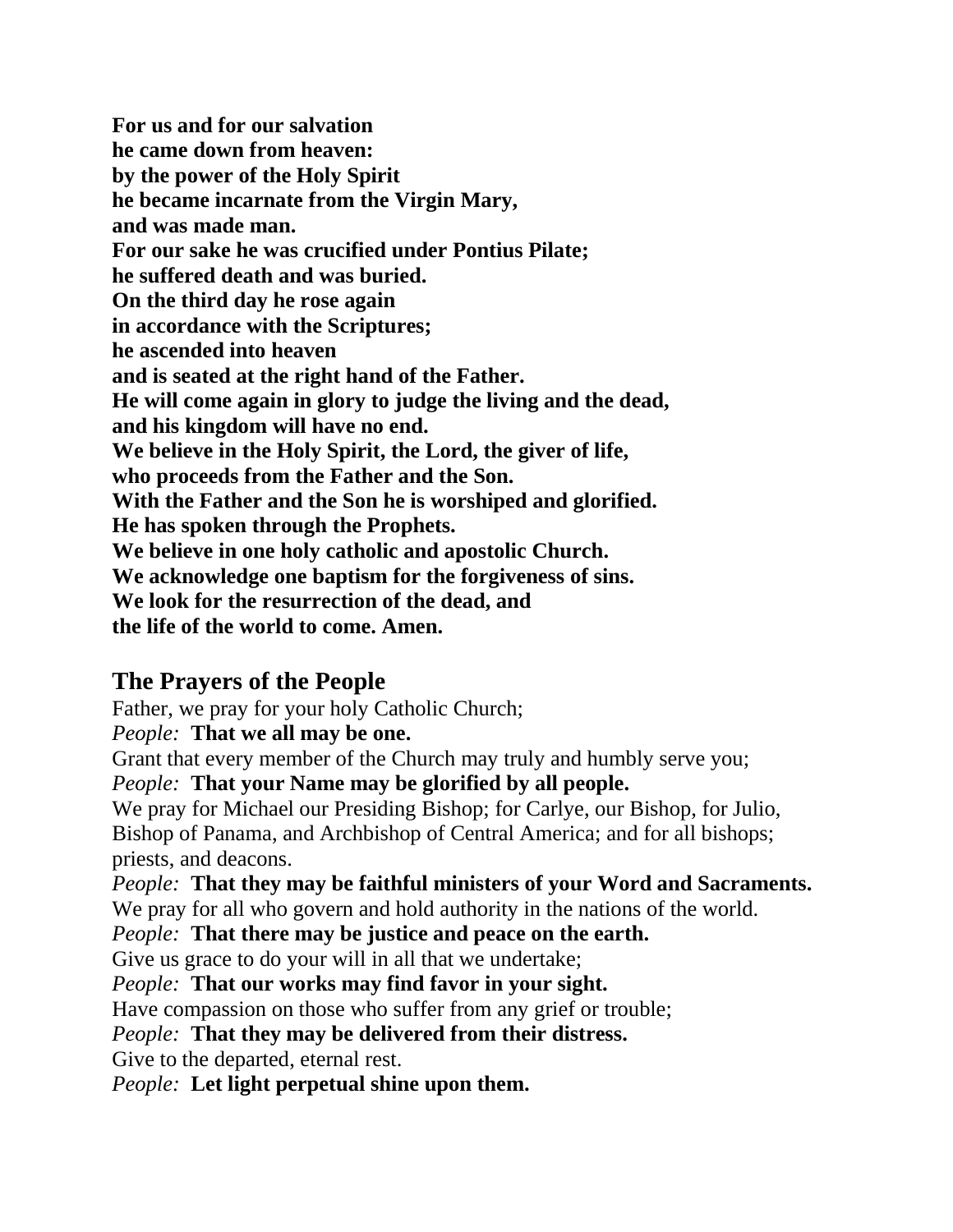**For us and for our salvation**
**he came down from heaven:**
**by the power of the Holy Spirit**
**he became incarnate from the Virgin Mary,**
**and was made man.**
**For our sake he was crucified under Pontius Pilate;**
**he suffered death and was buried.**
**On the third day he rose again**
**in accordance with the Scriptures;**
**he ascended into heaven**
**and is seated at the right hand of the Father.**
**He will come again in glory to judge the living and the dead,**
**and his kingdom will have no end.**
**We believe in the Holy Spirit, the Lord, the giver of life,**
**who proceeds from the Father and the Son.**
**With the Father and the Son he is worshiped and glorified.**
**He has spoken through the Prophets.**
**We believe in one holy catholic and apostolic Church.**
**We acknowledge one baptism for the forgiveness of sins.**
**We look for the resurrection of the dead, and**
**the life of the world to come. Amen.**

## The Prayers of the People

Father, we pray for your holy Catholic Church;
*People:* **That we all may be one.**
Grant that every member of the Church may truly and humbly serve you;
*People:* **That your Name may be glorified by all people.**
We pray for Michael our Presiding Bishop; for Carlye, our Bishop, for Julio, Bishop of Panama, and Archbishop of Central America; and for all bishops; priests, and deacons.
*People:* **That they may be faithful ministers of your Word and Sacraments.**
We pray for all who govern and hold authority in the nations of the world.
*People:* **That there may be justice and peace on the earth.**
Give us grace to do your will in all that we undertake;
*People:* **That our works may find favor in your sight.**
Have compassion on those who suffer from any grief or trouble;
*People:* **That they may be delivered from their distress.**
Give to the departed, eternal rest.
*People:* **Let light perpetual shine upon them.**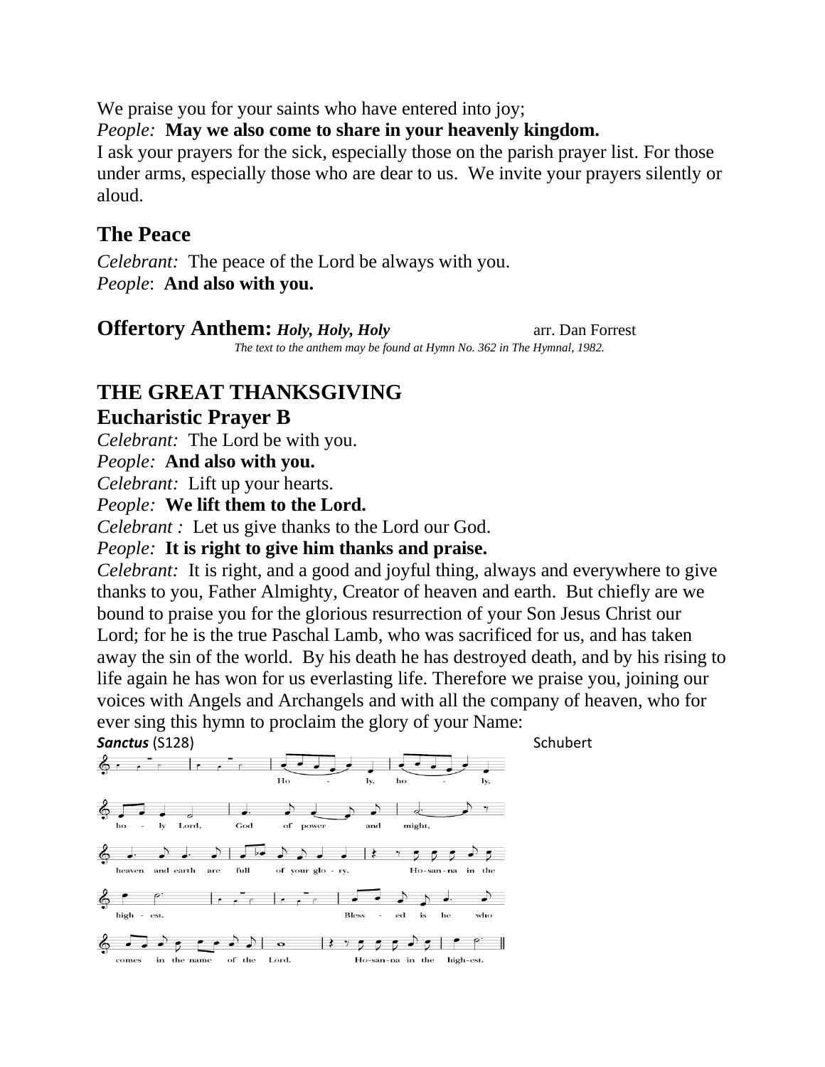We praise you for your saints who have entered into joy;
*People:* **May we also come to share in your heavenly kingdom.**
I ask your prayers for the sick, especially those on the parish prayer list. For those under arms, especially those who are dear to us. We invite your prayers silently or aloud.

## The Peace

*Celebrant:* The peace of the Lord be always with you.
*People*: **And also with you.**

## Offertory Anthem: *Holy, Holy, Holy* arr. Dan Forrest

*The text to the anthem may be found at Hymn No. 362 in The Hymnal, 1982.*

## THE GREAT THANKSGIVING

## Eucharistic Prayer B

*Celebrant:* The Lord be with you.
*People:* **And also with you.**
*Celebrant:* Lift up your hearts.
*People:* **We lift them to the Lord.**
*Celebrant :* Let us give thanks to the Lord our God.
*People:* **It is right to give him thanks and praise.**
*Celebrant:* It is right, and a good and joyful thing, always and everywhere to give thanks to you, Father Almighty, Creator of heaven and earth. But chiefly are we bound to praise you for the glorious resurrection of your Son Jesus Christ our Lord; for he is the true Paschal Lamb, who was sacrificed for us, and has taken away the sin of the world. By his death he has destroyed death, and by his rising to life again he has won for us everlasting life. Therefore we praise you, joining our voices with Angels and Archangels and with all the company of heaven, who for ever sing this hymn to proclaim the glory of your Name:

***Sanctus*** (S128) Schubert

Holy, holy, holy Lord, God of power and might, heaven and earth are full of your glory. Hosanna in the highest. Blessed is he who comes in the name of the Lord. Hosanna in the highest.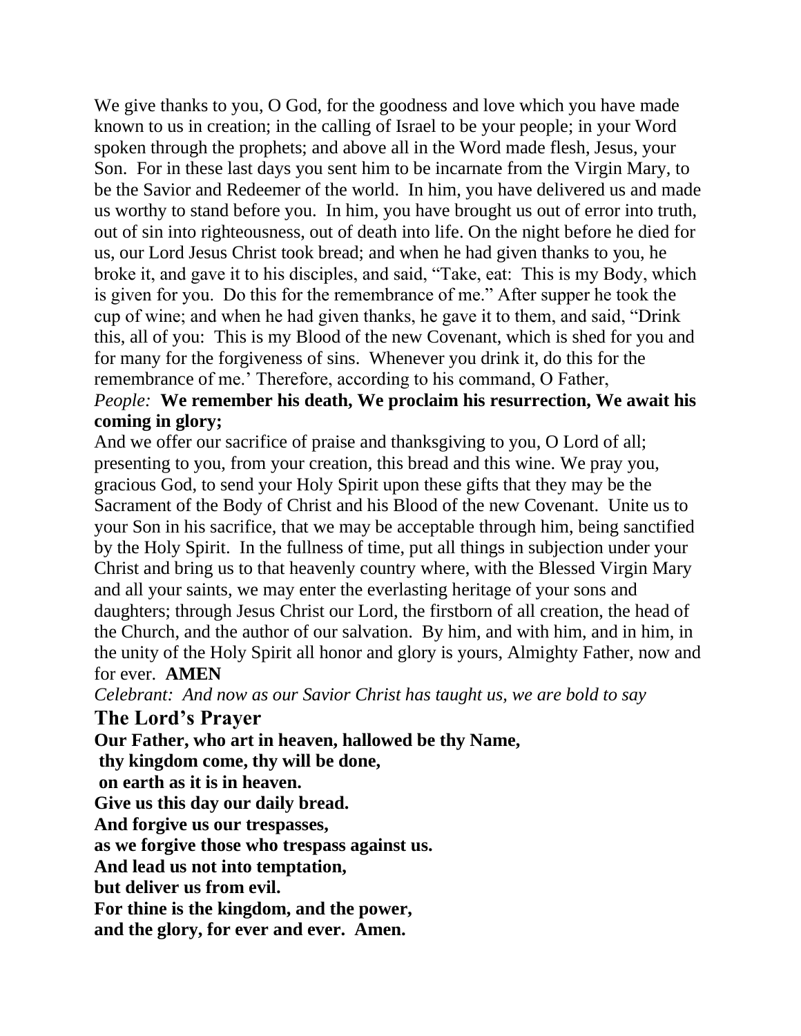We give thanks to you, O God, for the goodness and love which you have made known to us in creation; in the calling of Israel to be your people; in your Word spoken through the prophets; and above all in the Word made flesh, Jesus, your Son. For in these last days you sent him to be incarnate from the Virgin Mary, to be the Savior and Redeemer of the world. In him, you have delivered us and made us worthy to stand before you. In him, you have brought us out of error into truth, out of sin into righteousness, out of death into life. On the night before he died for us, our Lord Jesus Christ took bread; and when he had given thanks to you, he broke it, and gave it to his disciples, and said, "Take, eat: This is my Body, which is given for you. Do this for the remembrance of me." After supper he took the cup of wine; and when he had given thanks, he gave it to them, and said, "Drink this, all of you: This is my Blood of the new Covenant, which is shed for you and for many for the forgiveness of sins. Whenever you drink it, do this for the remembrance of me.' Therefore, according to his command, O Father,

*People:* **We remember his death, We proclaim his resurrection, We await his coming in glory;**

And we offer our sacrifice of praise and thanksgiving to you, O Lord of all; presenting to you, from your creation, this bread and this wine. We pray you, gracious God, to send your Holy Spirit upon these gifts that they may be the Sacrament of the Body of Christ and his Blood of the new Covenant. Unite us to your Son in his sacrifice, that we may be acceptable through him, being sanctified by the Holy Spirit. In the fullness of time, put all things in subjection under your Christ and bring us to that heavenly country where, with the Blessed Virgin Mary and all your saints, we may enter the everlasting heritage of your sons and daughters; through Jesus Christ our Lord, the firstborn of all creation, the head of the Church, and the author of our salvation. By him, and with him, and in him, in the unity of the Holy Spirit all honor and glory is yours, Almighty Father, now and for ever. **AMEN**

*Celebrant: And now as our Savior Christ has taught us, we are bold to say*

## The Lord's Prayer

**Our Father, who art in heaven, hallowed be thy Name,**
**thy kingdom come, thy will be done,**
**on earth as it is in heaven.**
**Give us this day our daily bread.**
**And forgive us our trespasses,**
**as we forgive those who trespass against us.**
**And lead us not into temptation,**
**but deliver us from evil.**
**For thine is the kingdom, and the power,**
**and the glory, for ever and ever. Amen.**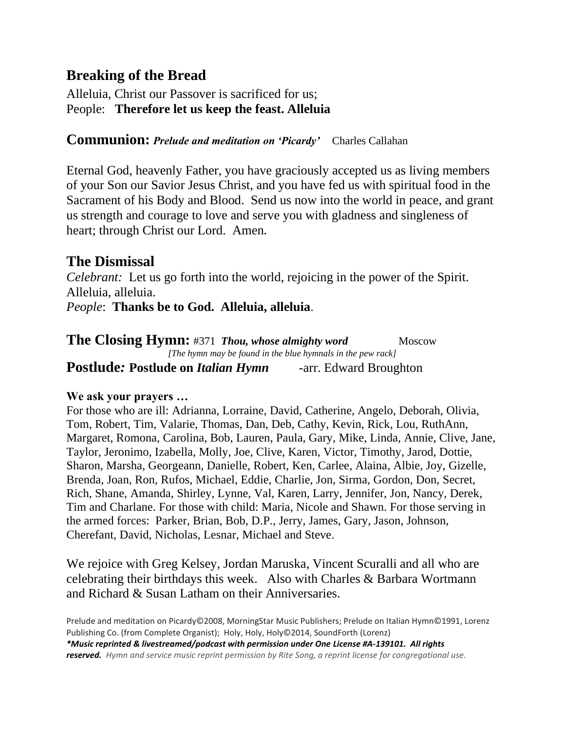## Breaking of the Bread

Alleluia, Christ our Passover is sacrificed for us;
People: **Therefore let us keep the feast. Alleluia**

## Communion: ***Prelude and meditation on 'Picardy'*** Charles Callahan

Eternal God, heavenly Father, you have graciously accepted us as living members of your Son our Savior Jesus Christ, and you have fed us with spiritual food in the Sacrament of his Body and Blood. Send us now into the world in peace, and grant us strength and courage to love and serve you with gladness and singleness of heart; through Christ our Lord. Amen.

## The Dismissal

*Celebrant:* Let us go forth into the world, rejoicing in the power of the Spirit. Alleluia, alleluia.
*People*: **Thanks be to God. Alleluia, alleluia**.

## The Closing Hymn: #371 ***Thou, whose almighty word*** Moscow

*[The hymn may be found in the blue hymnals in the pew rack]*

## Postlude*:* **Postlude on *Italian Hymn*** -arr. Edward Broughton

**We ask your prayers …**

For those who are ill: Adrianna, Lorraine, David, Catherine, Angelo, Deborah, Olivia, Tom, Robert, Tim, Valarie, Thomas, Dan, Deb, Cathy, Kevin, Rick, Lou, RuthAnn, Margaret, Romona, Carolina, Bob, Lauren, Paula, Gary, Mike, Linda, Annie, Clive, Jane, Taylor, Jeronimo, Izabella, Molly, Joe, Clive, Karen, Victor, Timothy, Jarod, Dottie, Sharon, Marsha, Georgeann, Danielle, Robert, Ken, Carlee, Alaina, Albie, Joy, Gizelle, Brenda, Joan, Ron, Rufos, Michael, Eddie, Charlie, Jon, Sirma, Gordon, Don, Secret, Rich, Shane, Amanda, Shirley, Lynne, Val, Karen, Larry, Jennifer, Jon, Nancy, Derek, Tim and Charlane. For those with child: Maria, Nicole and Shawn. For those serving in the armed forces: Parker, Brian, Bob, D.P., Jerry, James, Gary, Jason, Johnson, Cherefant, David, Nicholas, Lesnar, Michael and Steve.

We rejoice with Greg Kelsey, Jordan Maruska, Vincent Scuralli and all who are celebrating their birthdays this week. Also with Charles & Barbara Wortmann and Richard & Susan Latham on their Anniversaries.

Prelude and meditation on Picardy©2008, MorningStar Music Publishers; Prelude on Italian Hymn©1991, Lorenz Publishing Co. (from Complete Organist); Holy, Holy, Holy©2014, SoundForth (Lorenz)
***\*Music reprinted & livestreamed/podcast with permission under One License #A-139101. All rights reserved.*** *Hymn and service music reprint permission by Rite Song, a reprint license for congregational use.*